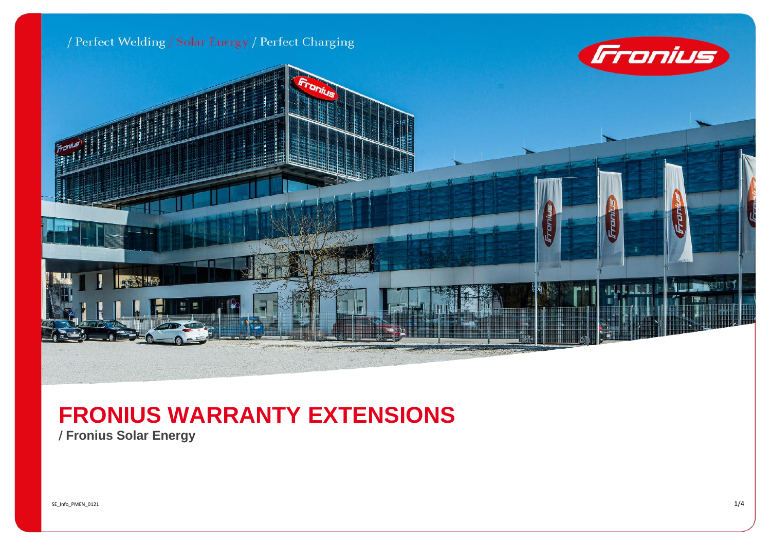/ Perfect Welding / Solar Energy / Perfect Charging

# FRONIUS WARRANTY EXTENSIONS

**/ Fronius Solar Energy**

SE_Info_PMEN_0121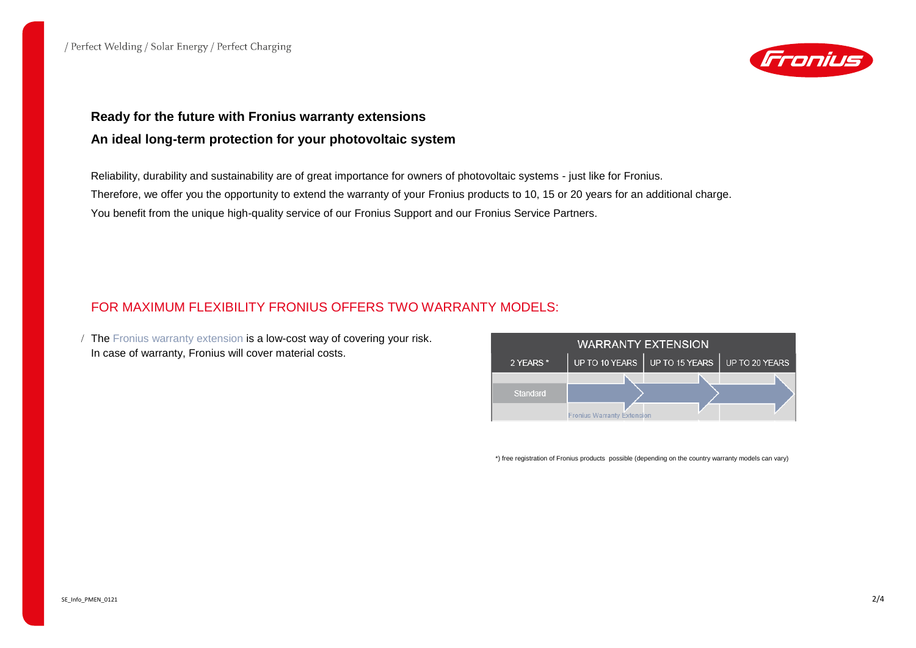**Ready for the future with Fronius warranty extensions**

**An ideal long-term protection for your photovoltaic system**

Reliability, durability and sustainability are of great importance for owners of photovoltaic systems - just like for Fronius.
Therefore, we offer you the opportunity to extend the warranty of your Fronius products to 10, 15 or 20 years for an additional charge.
You benefit from the unique high-quality service of our Fronius Support and our Fronius Service Partners.

## FOR MAXIMUM FLEXIBILITY FRONIUS OFFERS TWO WARRANTY MODELS:

- The Fronius warranty extension is a low-cost way of covering your risk.
  In case of warranty, Fronius will cover material costs.

| WARRANTY EXTENSION | | | |
|---|---|---|---|
| 2 YEARS * | UP TO 10 YEARS | UP TO 15 YEARS | UP TO 20 YEARS |
| Standard | Fronius Warranty Extension | | |

*) free registration of Fronius products possible (depending on the country warranty models can vary)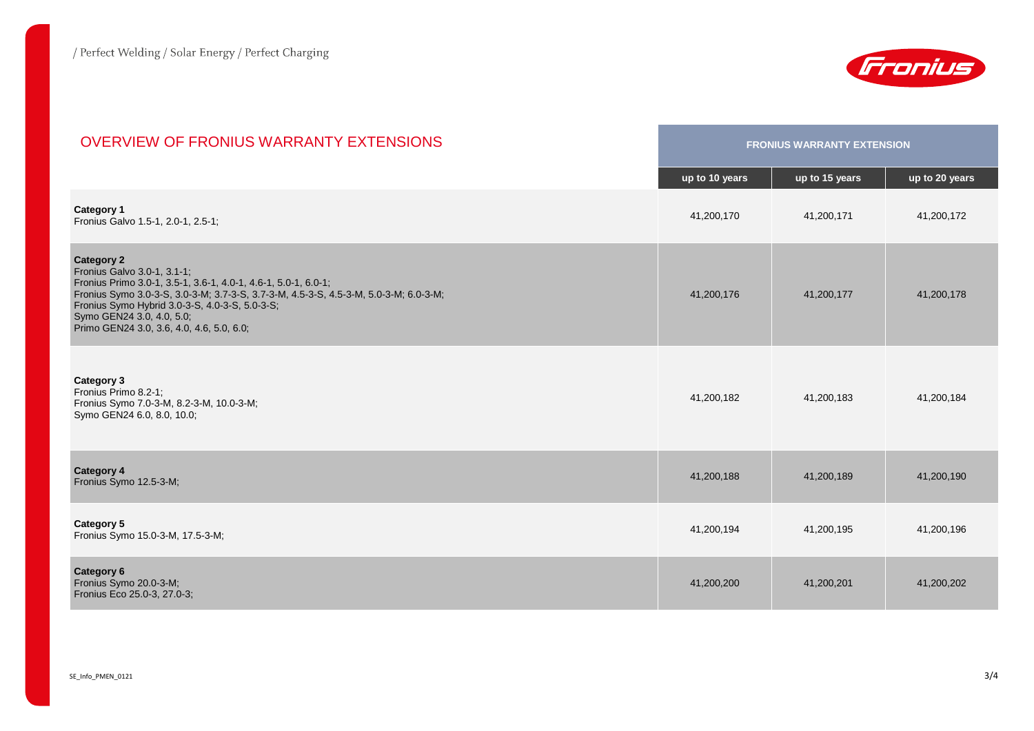# OVERVIEW OF FRONIUS WARRANTY EXTENSIONS

| | FRONIUS WARRANTY EXTENSION | | |
|---|---|---|---|
| | **up to 10 years** | **up to 15 years** | **up to 20 years** |
| **Category 1**<br>Fronius Galvo 1.5-1, 2.0-1, 2.5-1; | 41,200,170 | 41,200,171 | 41,200,172 |
| **Category 2**<br>Fronius Galvo 3.0-1, 3.1-1;<br>Fronius Primo 3.0-1, 3.5-1, 3.6-1, 4.0-1, 4.6-1, 5.0-1, 6.0-1;<br>Fronius Symo 3.0-3-S, 3.0-3-M; 3.7-3-S, 3.7-3-M, 4.5-3-S, 4.5-3-M, 5.0-3-M; 6.0-3-M;<br>Fronius Symo Hybrid 3.0-3-S, 4.0-3-S, 5.0-3-S;<br>Symo GEN24 3.0, 4.0, 5.0;<br>Primo GEN24 3.0, 3.6, 4.0, 4.6, 5.0, 6.0; | 41,200,176 | 41,200,177 | 41,200,178 |
| **Category 3**<br>Fronius Primo 8.2-1;<br>Fronius Symo 7.0-3-M, 8.2-3-M, 10.0-3-M;<br>Symo GEN24 6.0, 8.0, 10.0; | 41,200,182 | 41,200,183 | 41,200,184 |
| **Category 4**<br>Fronius Symo 12.5-3-M; | 41,200,188 | 41,200,189 | 41,200,190 |
| **Category 5**<br>Fronius Symo 15.0-3-M, 17.5-3-M; | 41,200,194 | 41,200,195 | 41,200,196 |
| **Category 6**<br>Fronius Symo 20.0-3-M;<br>Fronius Eco 25.0-3, 27.0-3; | 41,200,200 | 41,200,201 | 41,200,202 |

SE_Info_PMEN_0121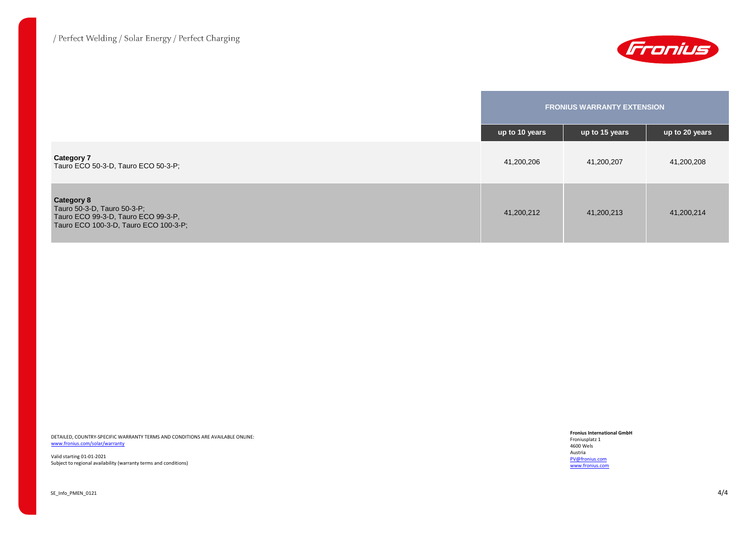| | FRONIUS WARRANTY EXTENSION | | |
|---|---|---|---|
| | up to 10 years | up to 15 years | up to 20 years |
| **Category 7**<br>Tauro ECO 50-3-D, Tauro ECO 50-3-P; | 41,200,206 | 41,200,207 | 41,200,208 |
| **Category 8**<br>Tauro 50-3-D, Tauro 50-3-P;<br>Tauro ECO 99-3-D, Tauro ECO 99-3-P,<br>Tauro ECO 100-3-D, Tauro ECO 100-3-P; | 41,200,212 | 41,200,213 | 41,200,214 |

DETAILED, COUNTRY-SPECIFIC WARRANTY TERMS AND CONDITIONS ARE AVAILABLE ONLINE:
www.fronius.com/solar/warranty

Valid starting 01-01-2021
Subject to regional availability (warranty terms and conditions)

**Fronius International GmbH**
Froniusplatz 1
4600 Wels
Austria
PV@fronius.com
www.fronius.com